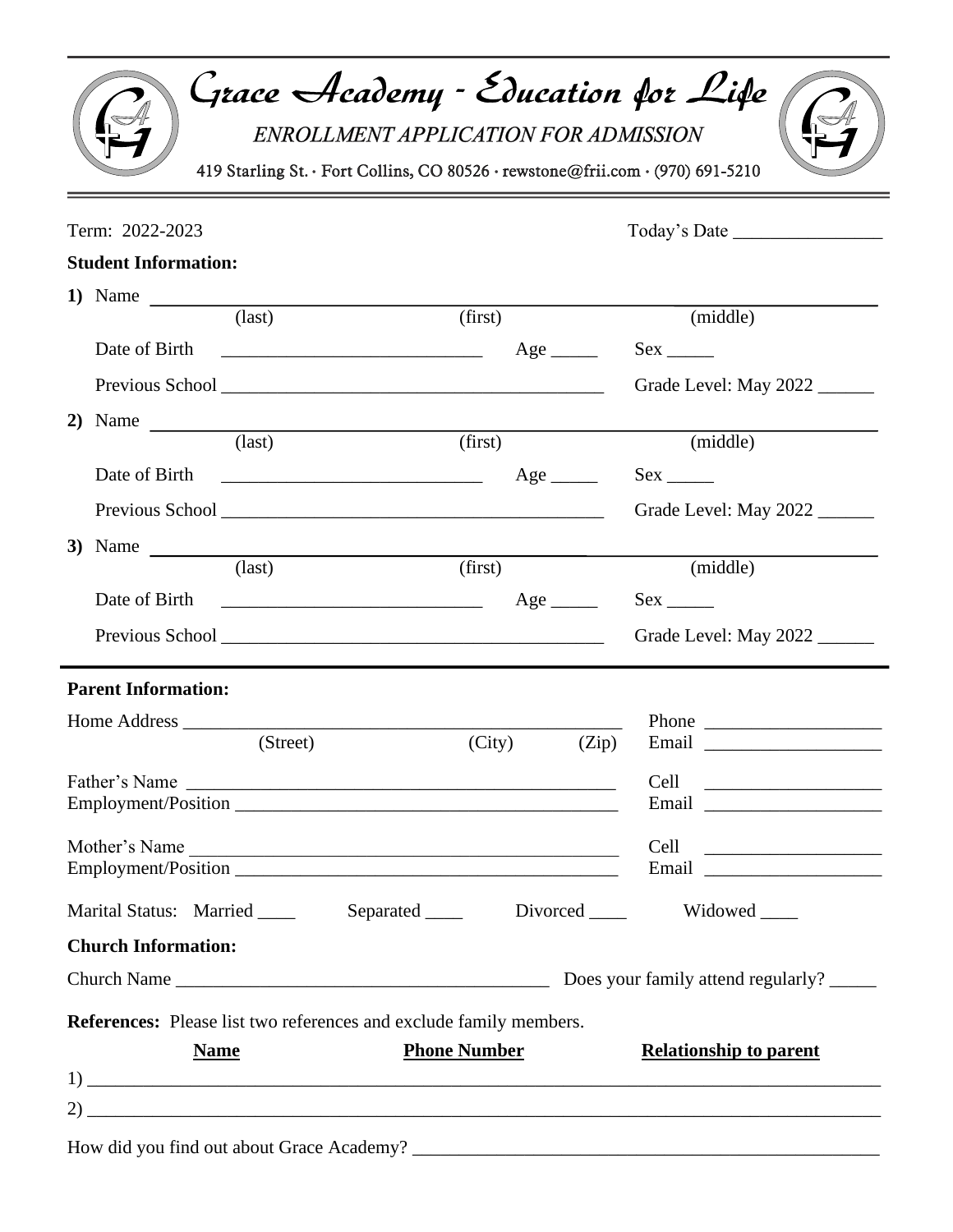# Grace Academy - Education for Life

*ENROLLMENT APPLICATION FOR ADMISSION*

419 Starling St. · Fort Collins, CO 80526 · rewstone@frii.com · (970) 691-5210

Term: 2022-2023 Today's Date ________________

**Student Information:**

**1)** Name ____________________________________________________________
(last) (first) (middle)

Date of Birth ___________________________ Age _____ Sex _____

Previous School ________________________________________ Grade Level: May 2022 ______

**2)** Name ____________________________________________________________
(last) (first) (middle)

Date of Birth ___________________________ Age _____ Sex _____

Previous School ________________________________________ Grade Level: May 2022 ______

**3)** Name ____________________________________________________________
(last) (first) (middle)

Date of Birth ___________________________ Age _____ Sex _____

Previous School ________________________________________ Grade Level: May 2022 ______

**Parent Information:**

Home Address _______________________________________________ Phone ___________________
(Street) (City) (Zip) Email ___________________

Father's Name _______________________________________________ Cell ___________________
Employment/Position __________________________________________ Email ___________________

Mother's Name _______________________________________________ Cell ___________________
Employment/Position __________________________________________ Email ___________________

Marital Status: Married ____ Separated ____ Divorced ____ Widowed ____

**Church Information:**

Church Name ________________________________________ Does your family attend regularly? _____

**References:** Please list two references and exclude family members.

| **Name** | **Phone Number** | **Relationship to parent** |
|---|---|---|
| 1) | | |
| 2) | | |

How did you find out about Grace Academy? ______________________________________________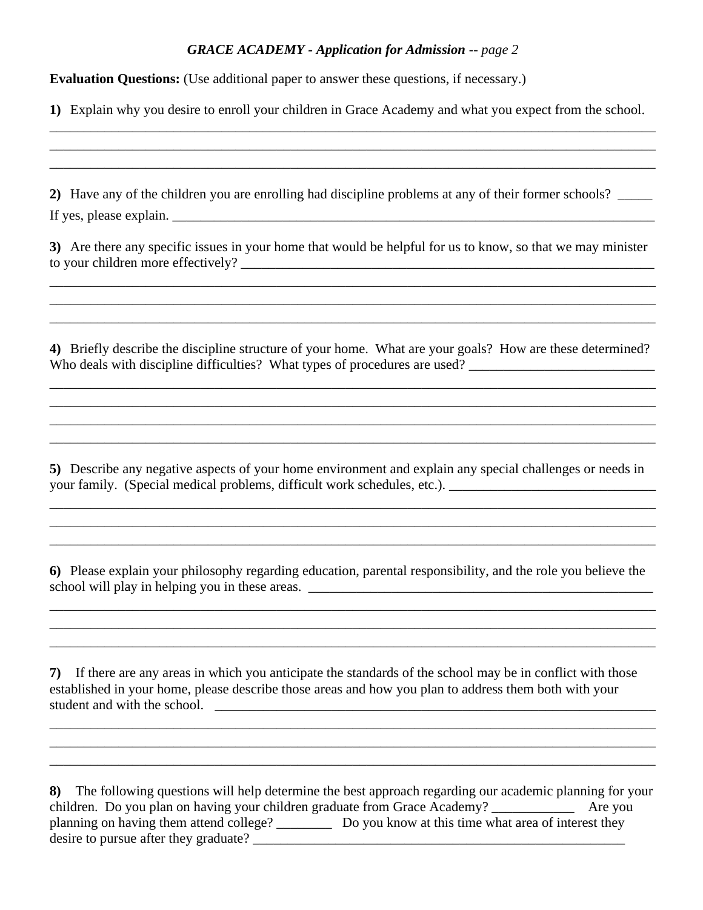*GRACE ACADEMY - Application for Admission -- page 2*

**Evaluation Questions:** (Use additional paper to answer these questions, if necessary.)

**1)** Explain why you desire to enroll your children in Grace Academy and what you expect from the school.
____________________________________________________________________________________
____________________________________________________________________________________
____________________________________________________________________________________

**2)** Have any of the children you are enrolling had discipline problems at any of their former schools? _____
If yes, please explain. ________________________________________________________________

**3)** Are there any specific issues in your home that would be helpful for us to know, so that we may minister to your children more effectively? _________________________________________________
____________________________________________________________________________________
____________________________________________________________________________________
____________________________________________________________________________________

**4)** Briefly describe the discipline structure of your home. What are your goals? How are these determined? Who deals with discipline difficulties? What types of procedures are used? ___________________________
____________________________________________________________________________________
____________________________________________________________________________________
____________________________________________________________________________________
____________________________________________________________________________________

**5)** Describe any negative aspects of your home environment and explain any special challenges or needs in your family. (Special medical problems, difficult work schedules, etc.). ______________________________
____________________________________________________________________________________
____________________________________________________________________________________
____________________________________________________________________________________

**6)** Please explain your philosophy regarding education, parental responsibility, and the role you believe the school will play in helping you in these areas. _____________________________________________________
____________________________________________________________________________________
____________________________________________________________________________________
____________________________________________________________________________________

**7)** If there are any areas in which you anticipate the standards of the school may be in conflict with those established in your home, please describe those areas and how you plan to address them both with your student and with the school. _____________________________________________________________
____________________________________________________________________________________
____________________________________________________________________________________
____________________________________________________________________________________

**8)** The following questions will help determine the best approach regarding our academic planning for your children. Do you plan on having your children graduate from Grace Academy? ____________ Are you planning on having them attend college? ________ Do you know at this time what area of interest they desire to pursue after they graduate? _________________________________________________________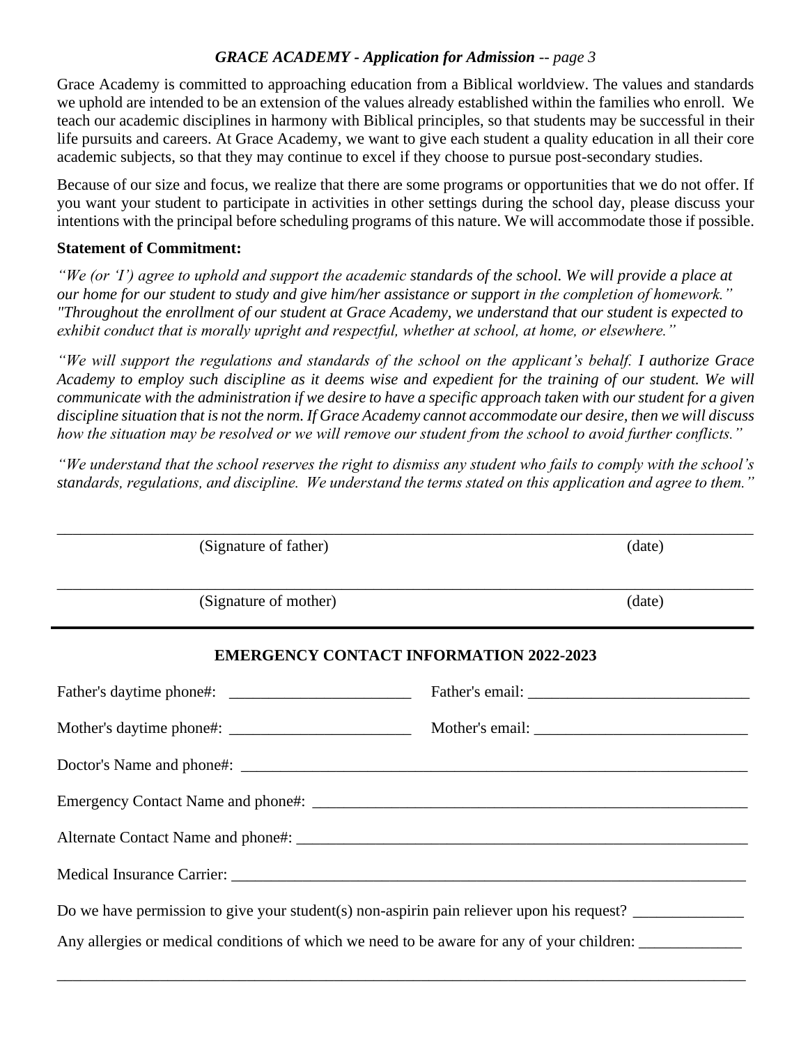Grace Academy is committed to approaching education from a Biblical worldview. The values and standards we uphold are intended to be an extension of the values already established within the families who enroll. We teach our academic disciplines in harmony with Biblical principles, so that students may be successful in their life pursuits and careers. At Grace Academy, we want to give each student a quality education in all their core academic subjects, so that they may continue to excel if they choose to pursue post-secondary studies.

Because of our size and focus, we realize that there are some programs or opportunities that we do not offer. If you want your student to participate in activities in other settings during the school day, please discuss your intentions with the principal before scheduling programs of this nature. We will accommodate those if possible.

**Statement of Commitment:**

*"We (or 'I') agree to uphold and support the academic standards of the school. We will provide a place at our home for our student to study and give him/her assistance or support in the completion of homework." "Throughout the enrollment of our student at Grace Academy, we understand that our student is expected to exhibit conduct that is morally upright and respectful, whether at school, at home, or elsewhere."*

*"We will support the regulations and standards of the school on the applicant's behalf. I authorize Grace Academy to employ such discipline as it deems wise and expedient for the training of our student. We will communicate with the administration if we desire to have a specific approach taken with our student for a given discipline situation that is not the norm. If Grace Academy cannot accommodate our desire, then we will discuss how the situation may be resolved or we will remove our student from the school to avoid further conflicts."*

*"We understand that the school reserves the right to dismiss any student who fails to comply with the school's standards, regulations, and discipline. We understand the terms stated on this application and agree to them."*

\_\_\_\_\_\_\_\_\_\_\_\_\_\_\_\_\_\_\_\_\_\_\_\_\_\_\_\_\_\_\_\_\_\_\_\_\_\_\_\_\_\_\_\_\_\_\_\_\_\_\_\_\_\_\_\_\_\_\_\_\_\_\_\_

(Signature of father) (date)

\_\_\_\_\_\_\_\_\_\_\_\_\_\_\_\_\_\_\_\_\_\_\_\_\_\_\_\_\_\_\_\_\_\_\_\_\_\_\_\_\_\_\_\_\_\_\_\_\_\_\_\_\_\_\_\_\_\_\_\_\_\_\_\_

(Signature of mother) (date)

---

## EMERGENCY CONTACT INFORMATION 2022-2023

Father's daytime phone#: \_\_\_\_\_\_\_\_\_\_\_\_\_\_\_\_\_\_\_\_\_\_\_ Father's email: \_\_\_\_\_\_\_\_\_\_\_\_\_\_\_\_\_\_\_\_\_\_\_\_\_\_\_\_

Mother's daytime phone#: \_\_\_\_\_\_\_\_\_\_\_\_\_\_\_\_\_\_\_\_\_\_\_ Mother's email: \_\_\_\_\_\_\_\_\_\_\_\_\_\_\_\_\_\_\_\_\_\_\_\_\_\_\_

Doctor's Name and phone#: \_\_\_\_\_\_\_\_\_\_\_\_\_\_\_\_\_\_\_\_\_\_\_\_\_\_\_\_\_\_\_\_\_\_\_\_\_\_\_\_\_\_\_\_\_\_\_\_\_\_\_\_\_\_\_\_\_\_\_

Emergency Contact Name and phone#: \_\_\_\_\_\_\_\_\_\_\_\_\_\_\_\_\_\_\_\_\_\_\_\_\_\_\_\_\_\_\_\_\_\_\_\_\_\_\_\_\_\_\_\_\_\_\_\_\_\_

Alternate Contact Name and phone#: \_\_\_\_\_\_\_\_\_\_\_\_\_\_\_\_\_\_\_\_\_\_\_\_\_\_\_\_\_\_\_\_\_\_\_\_\_\_\_\_\_\_\_\_\_\_\_\_\_\_\_

Medical Insurance Carrier: \_\_\_\_\_\_\_\_\_\_\_\_\_\_\_\_\_\_\_\_\_\_\_\_\_\_\_\_\_\_\_\_\_\_\_\_\_\_\_\_\_\_\_\_\_\_\_\_\_\_\_\_\_\_\_\_\_\_\_\_

Do we have permission to give your student(s) non-aspirin pain reliever upon his request? \_\_\_\_\_\_\_\_\_\_\_\_\_\_

Any allergies or medical conditions of which we need to be aware for any of your children: \_\_\_\_\_\_\_\_\_\_\_\_\_

\_\_\_\_\_\_\_\_\_\_\_\_\_\_\_\_\_\_\_\_\_\_\_\_\_\_\_\_\_\_\_\_\_\_\_\_\_\_\_\_\_\_\_\_\_\_\_\_\_\_\_\_\_\_\_\_\_\_\_\_\_\_\_\_\_\_\_\_\_\_\_\_\_\_\_\_\_\_\_\_\_\_\_\_\_